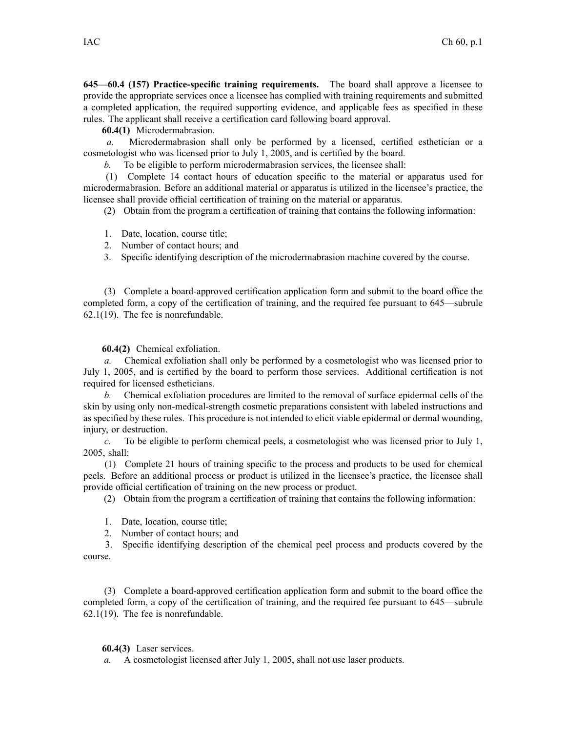**645—60.4 (157) Practice-specific training requirements.** The board shall approve a licensee to provide the appropriate services once a licensee has complied with training requirements and submitted a completed application, the required supporting evidence, and applicable fees as specified in these rules. The applicant shall receive a certification card following board approval.

**60.4(1)** Microdermabrasion.

*a.* Microdermabrasion shall only be performed by a licensed, certified esthetician or a cosmetologist who was licensed prior to July 1, 2005, and is certified by the board.

*b.* To be eligible to perform microdermabrasion services, the licensee shall:

(1) Complete 14 contact hours of education specific to the material or apparatus used for microdermabrasion. Before an additional material or apparatus is utilized in the licensee's practice, the licensee shall provide official certification of training on the material or apparatus.

(2) Obtain from the program a certification of training that contains the following information:

1. Date, location, course title;
2. Number of contact hours; and
3. Specific identifying description of the microdermabrasion machine covered by the course.

(3) Complete a board-approved certification application form and submit to the board office the completed form, a copy of the certification of training, and the required fee pursuant to 645—subrule 62.1(19). The fee is nonrefundable.

**60.4(2)** Chemical exfoliation.

*a.* Chemical exfoliation shall only be performed by a cosmetologist who was licensed prior to July 1, 2005, and is certified by the board to perform those services. Additional certification is not required for licensed estheticians.

*b.* Chemical exfoliation procedures are limited to the removal of surface epidermal cells of the skin by using only non-medical-strength cosmetic preparations consistent with labeled instructions and as specified by these rules. This procedure is not intended to elicit viable epidermal or dermal wounding, injury, or destruction.

*c.* To be eligible to perform chemical peels, a cosmetologist who was licensed prior to July 1, 2005, shall:

(1) Complete 21 hours of training specific to the process and products to be used for chemical peels. Before an additional process or product is utilized in the licensee's practice, the licensee shall provide official certification of training on the new process or product.

(2) Obtain from the program a certification of training that contains the following information:

1. Date, location, course title;
2. Number of contact hours; and
3. Specific identifying description of the chemical peel process and products covered by the course.

(3) Complete a board-approved certification application form and submit to the board office the completed form, a copy of the certification of training, and the required fee pursuant to 645—subrule 62.1(19). The fee is nonrefundable.

**60.4(3)** Laser services.

*a.* A cosmetologist licensed after July 1, 2005, shall not use laser products.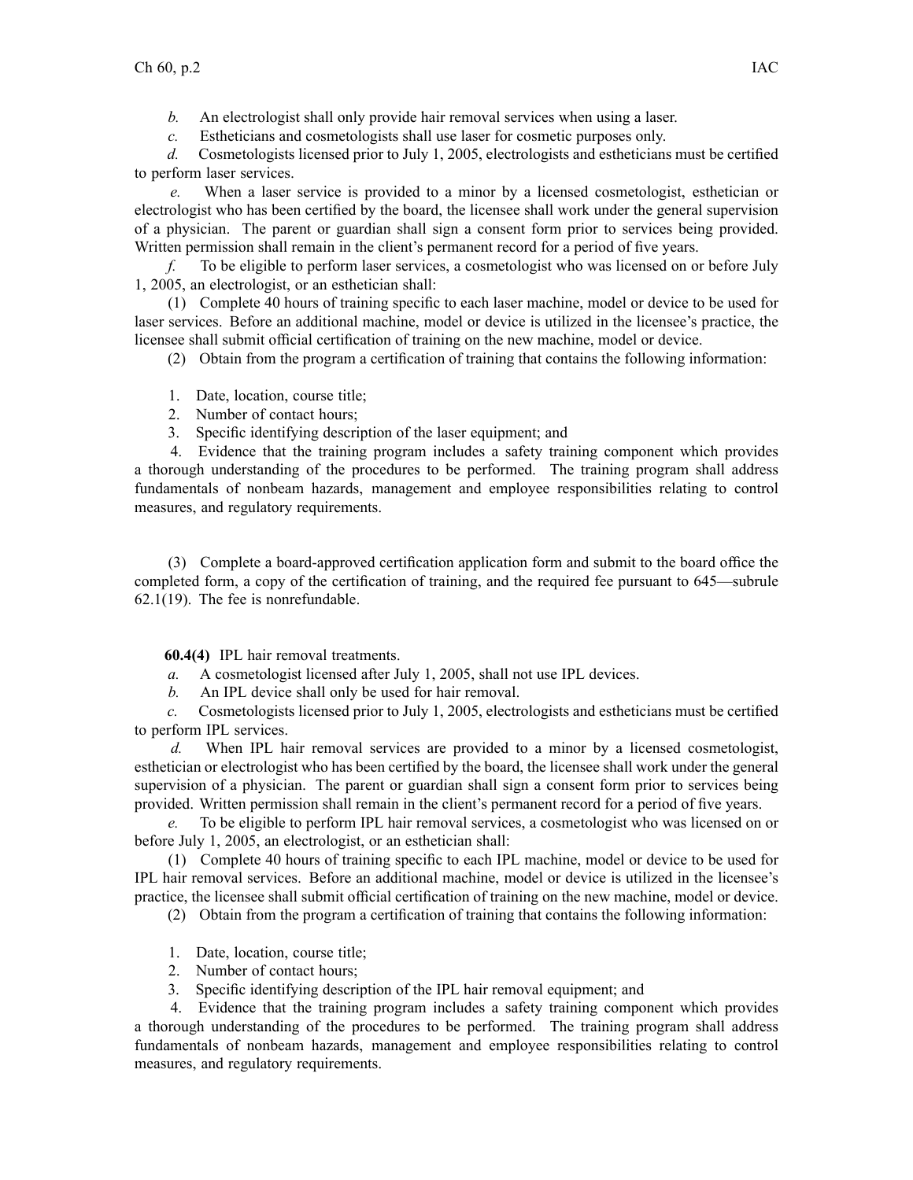*b.* An electrologist shall only provide hair removal services when using a laser.

*c.* Estheticians and cosmetologists shall use laser for cosmetic purposes only.

*d.* Cosmetologists licensed prior to July 1, 2005, electrologists and estheticians must be certified to perform laser services.

*e.* When a laser service is provided to a minor by a licensed cosmetologist, esthetician or electrologist who has been certified by the board, the licensee shall work under the general supervision of a physician. The parent or guardian shall sign a consent form prior to services being provided. Written permission shall remain in the client's permanent record for a period of five years.

*f.* To be eligible to perform laser services, a cosmetologist who was licensed on or before July 1, 2005, an electrologist, or an esthetician shall:

(1) Complete 40 hours of training specific to each laser machine, model or device to be used for laser services. Before an additional machine, model or device is utilized in the licensee's practice, the licensee shall submit official certification of training on the new machine, model or device.

(2) Obtain from the program a certification of training that contains the following information:

1. Date, location, course title;
2. Number of contact hours;
3. Specific identifying description of the laser equipment; and
4. Evidence that the training program includes a safety training component which provides a thorough understanding of the procedures to be performed. The training program shall address fundamentals of nonbeam hazards, management and employee responsibilities relating to control measures, and regulatory requirements.

(3) Complete a board-approved certification application form and submit to the board office the completed form, a copy of the certification of training, and the required fee pursuant to 645—subrule 62.1(19). The fee is nonrefundable.

**60.4(4)** IPL hair removal treatments.

*a.* A cosmetologist licensed after July 1, 2005, shall not use IPL devices.

*b.* An IPL device shall only be used for hair removal.

*c.* Cosmetologists licensed prior to July 1, 2005, electrologists and estheticians must be certified to perform IPL services.

*d.* When IPL hair removal services are provided to a minor by a licensed cosmetologist, esthetician or electrologist who has been certified by the board, the licensee shall work under the general supervision of a physician. The parent or guardian shall sign a consent form prior to services being provided. Written permission shall remain in the client's permanent record for a period of five years.

*e.* To be eligible to perform IPL hair removal services, a cosmetologist who was licensed on or before July 1, 2005, an electrologist, or an esthetician shall:

(1) Complete 40 hours of training specific to each IPL machine, model or device to be used for IPL hair removal services. Before an additional machine, model or device is utilized in the licensee's practice, the licensee shall submit official certification of training on the new machine, model or device.

(2) Obtain from the program a certification of training that contains the following information:

1. Date, location, course title;
2. Number of contact hours;
3. Specific identifying description of the IPL hair removal equipment; and
4. Evidence that the training program includes a safety training component which provides a thorough understanding of the procedures to be performed. The training program shall address fundamentals of nonbeam hazards, management and employee responsibilities relating to control measures, and regulatory requirements.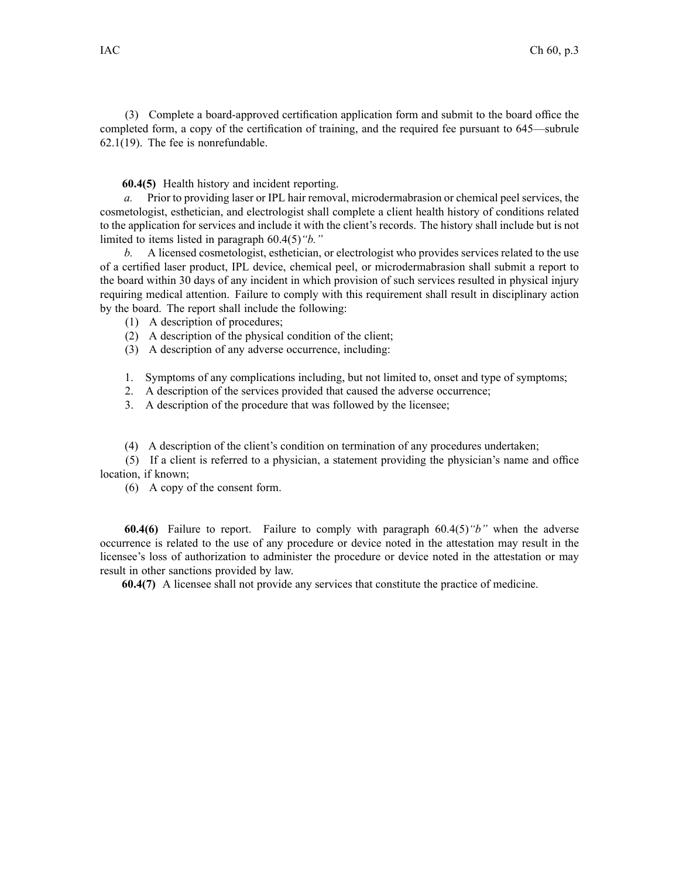(3) Complete a board-approved certification application form and submit to the board office the completed form, a copy of the certification of training, and the required fee pursuant to 645—subrule 62.1(19). The fee is nonrefundable.

**60.4(5)** Health history and incident reporting.

*a.* Prior to providing laser or IPL hair removal, microdermabrasion or chemical peel services, the cosmetologist, esthetician, and electrologist shall complete a client health history of conditions related to the application for services and include it with the client's records. The history shall include but is not limited to items listed in paragraph 60.4(5)*"b."*

*b.* A licensed cosmetologist, esthetician, or electrologist who provides services related to the use of a certified laser product, IPL device, chemical peel, or microdermabrasion shall submit a report to the board within 30 days of any incident in which provision of such services resulted in physical injury requiring medical attention. Failure to comply with this requirement shall result in disciplinary action by the board. The report shall include the following:

(1) A description of procedures;

(2) A description of the physical condition of the client;

(3) A description of any adverse occurrence, including:

1. Symptoms of any complications including, but not limited to, onset and type of symptoms;
2. A description of the services provided that caused the adverse occurrence;
3. A description of the procedure that was followed by the licensee;

(4) A description of the client's condition on termination of any procedures undertaken;

(5) If a client is referred to a physician, a statement providing the physician's name and office location, if known;

(6) A copy of the consent form.

**60.4(6)** Failure to report. Failure to comply with paragraph 60.4(5)*"b"* when the adverse occurrence is related to the use of any procedure or device noted in the attestation may result in the licensee's loss of authorization to administer the procedure or device noted in the attestation or may result in other sanctions provided by law.

**60.4(7)** A licensee shall not provide any services that constitute the practice of medicine.